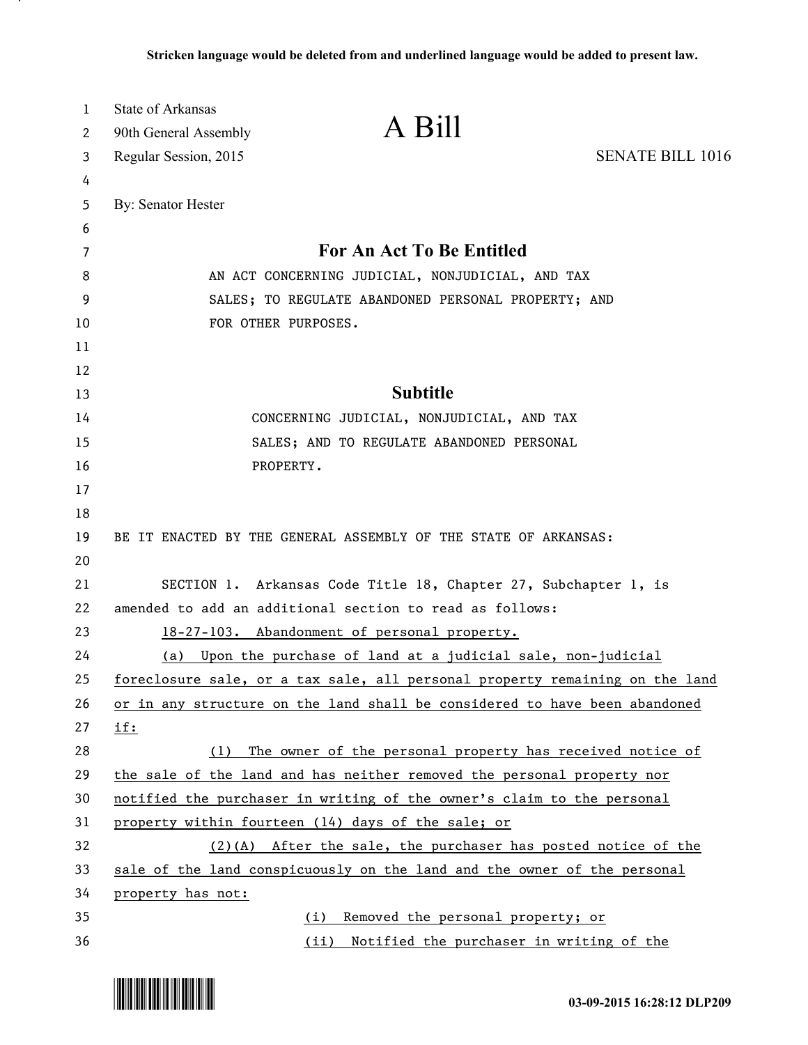**Stricken language would be deleted from and underlined language would be added to present law.**

State of Arkansas
90th General Assembly
Regular Session, 2015

# A Bill

SENATE BILL 1016

By: Senator Hester

## For An Act To Be Entitled

AN ACT CONCERNING JUDICIAL, NONJUDICIAL, AND TAX SALES; TO REGULATE ABANDONED PERSONAL PROPERTY; AND FOR OTHER PURPOSES.

## Subtitle

CONCERNING JUDICIAL, NONJUDICIAL, AND TAX SALES; AND TO REGULATE ABANDONED PERSONAL PROPERTY.

BE IT ENACTED BY THE GENERAL ASSEMBLY OF THE STATE OF ARKANSAS:

SECTION 1. Arkansas Code Title 18, Chapter 27, Subchapter 1, is amended to add an additional section to read as follows:

<u>18-27-103. Abandonment of personal property.</u>

<u>(a) Upon the purchase of land at a judicial sale, non-judicial foreclosure sale, or a tax sale, all personal property remaining on the land or in any structure on the land shall be considered to have been abandoned if:</u>

<u>(1) The owner of the personal property has received notice of the sale of the land and has neither removed the personal property nor notified the purchaser in writing of the owner's claim to the personal property within fourteen (14) days of the sale; or</u>

<u>(2)(A) After the sale, the purchaser has posted notice of the sale of the land conspicuously on the land and the owner of the personal property has not:</u>

<u>(i) Removed the personal property; or</u>

<u>(ii) Notified the purchaser in writing of the</u>

03-09-2015 16:28:12 DLP209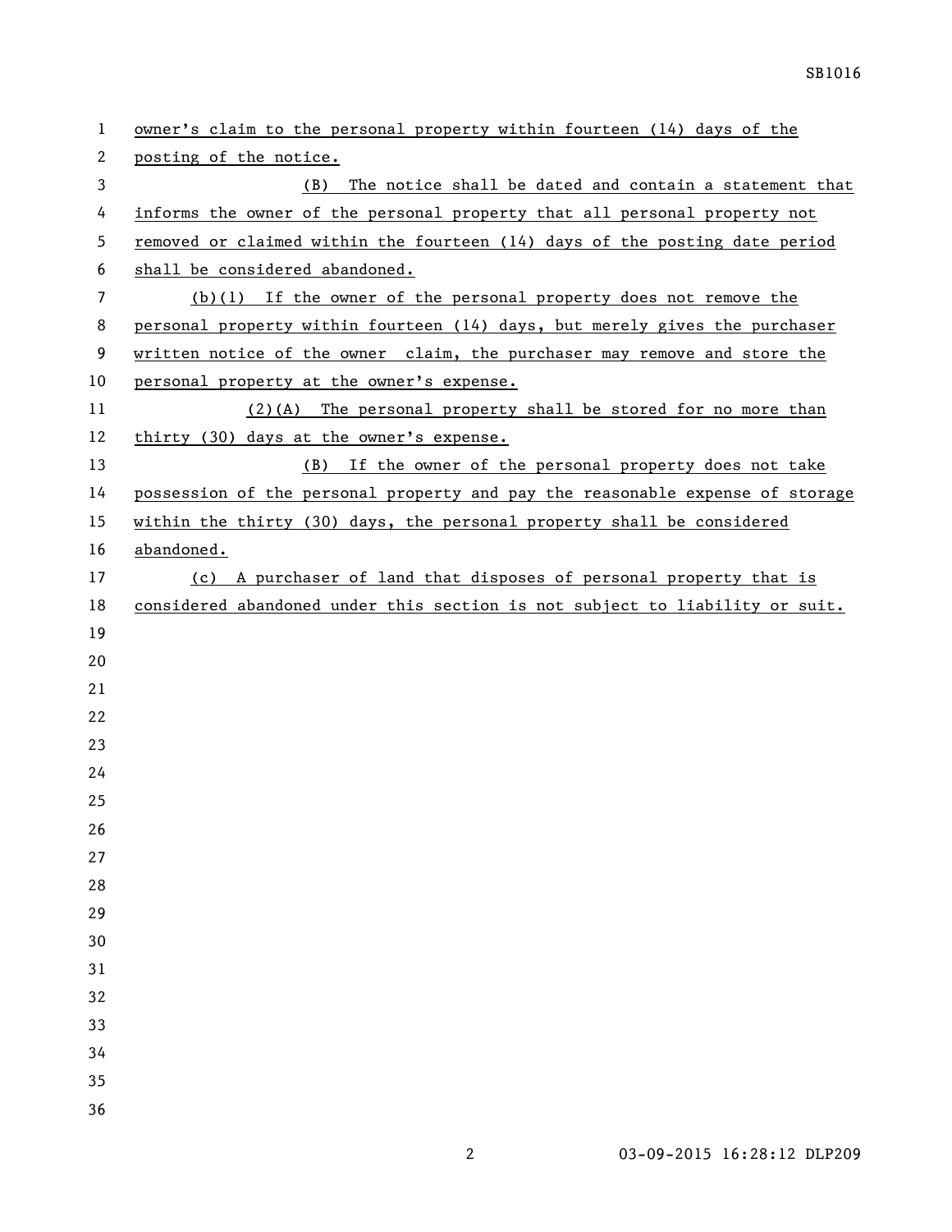owner's claim to the personal property within fourteen (14) days of the posting of the notice.

(B) The notice shall be dated and contain a statement that informs the owner of the personal property that all personal property not removed or claimed within the fourteen (14) days of the posting date period shall be considered abandoned.

(b)(1) If the owner of the personal property does not remove the personal property within fourteen (14) days, but merely gives the purchaser written notice of the owner claim, the purchaser may remove and store the personal property at the owner's expense.

(2)(A) The personal property shall be stored for no more than thirty (30) days at the owner's expense.

(B) If the owner of the personal property does not take possession of the personal property and pay the reasonable expense of storage within the thirty (30) days, the personal property shall be considered abandoned.

(c) A purchaser of land that disposes of personal property that is considered abandoned under this section is not subject to liability or suit.

03-09-2015 16:28:12 DLP209